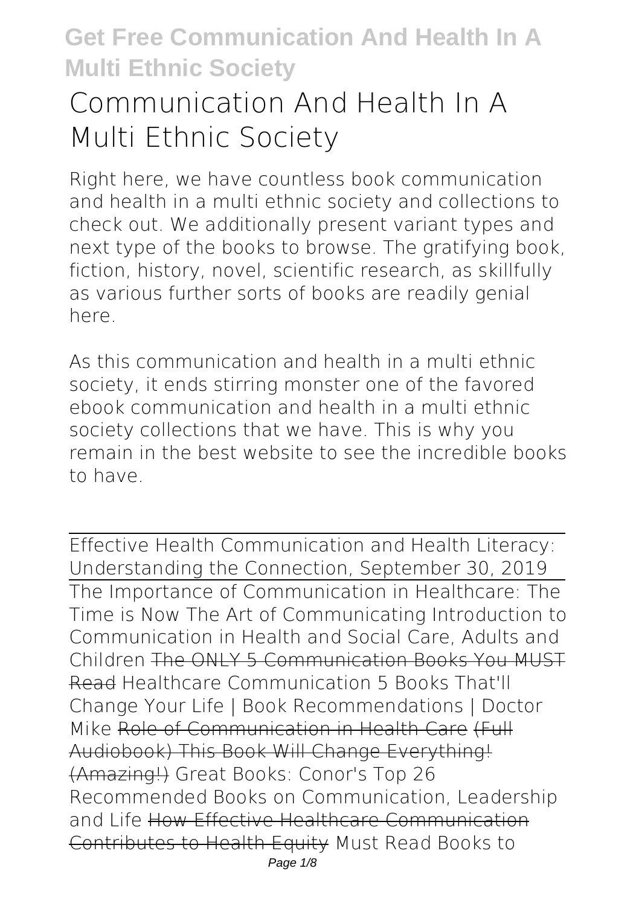# Communication And Health In A Multi Ethnic Society

Right here, we have countless book communication and health in a multi ethnic society and collections to check out. We additionally present variant types and next type of the books to browse. The gratifying book, fiction, history, novel, scientific research, as skillfully as various further sorts of books are readily genial here.

As this communication and health in a multi ethnic society, it ends stirring monster one of the favored ebook communication and health in a multi ethnic society collections that we have. This is why you remain in the best website to see the incredible books to have.

Effective Health Communication and Health Literacy: Understanding the Connection, September 30, 2019

The Importance of Communication in Healthcare: The Time is Now The Art of Communicating Introduction to Communication in Health and Social Care, Adults and Children The ONLY 5 Communication Books You MUST Read Healthcare Communication 5 Books That'll Change Your Life | Book Recommendations | Doctor Mike Role of Communication in Health Care (Full Audiobook) This Book Will Change Everything! (Amazing!) Great Books: Conor's Top 26 Recommended Books on Communication, Leadership and Life How Effective Healthcare Communication Contributes to Health Equity Must Read Books to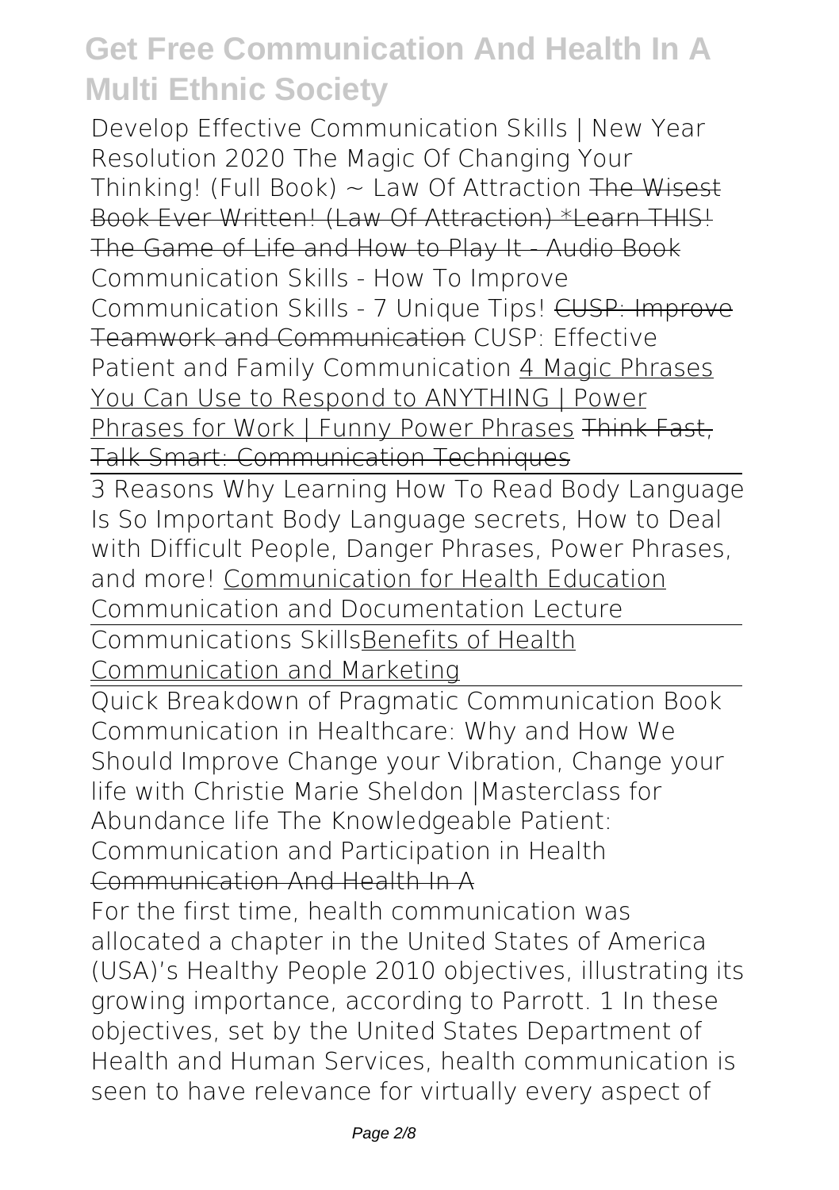Develop Effective Communication Skills | New Year Resolution 2020 The Magic Of Changing Your Thinking! (Full Book) ~ Law Of Attraction ~~The Wisest Book Ever Written! (Law Of Attraction) *Learn THIS!~~ ~~The Game of Life and How to Play It - Audio Book~~ Communication Skills - How To Improve Communication Skills - 7 Unique Tips! ~~CUSP: Improve Teamwork and Communication~~ CUSP: Effective Patient and Family Communication 4 Magic Phrases You Can Use to Respond to ANYTHING | Power Phrases for Work | Funny Power Phrases ~~Think Fast, Talk Smart: Communication Techniques~~

3 Reasons Why Learning How To Read Body Language Is So Important Body Language secrets, How to Deal with Difficult People, Danger Phrases, Power Phrases, and more! Communication for Health Education Communication and Documentation Lecture

Communications Skills Benefits of Health Communication and Marketing

Quick Breakdown of Pragmatic Communication Book Communication in Healthcare: Why and How We Should Improve Change your Vibration, Change your life with Christie Marie Sheldon |Masterclass for Abundance life The Knowledgeable Patient: Communication and Participation in Health

## Communication And Health In A

For the first time, health communication was allocated a chapter in the United States of America (USA)'s Healthy People 2010 objectives, illustrating its growing importance, according to Parrott. 1 In these objectives, set by the United States Department of Health and Human Services, health communication is seen to have relevance for virtually every aspect of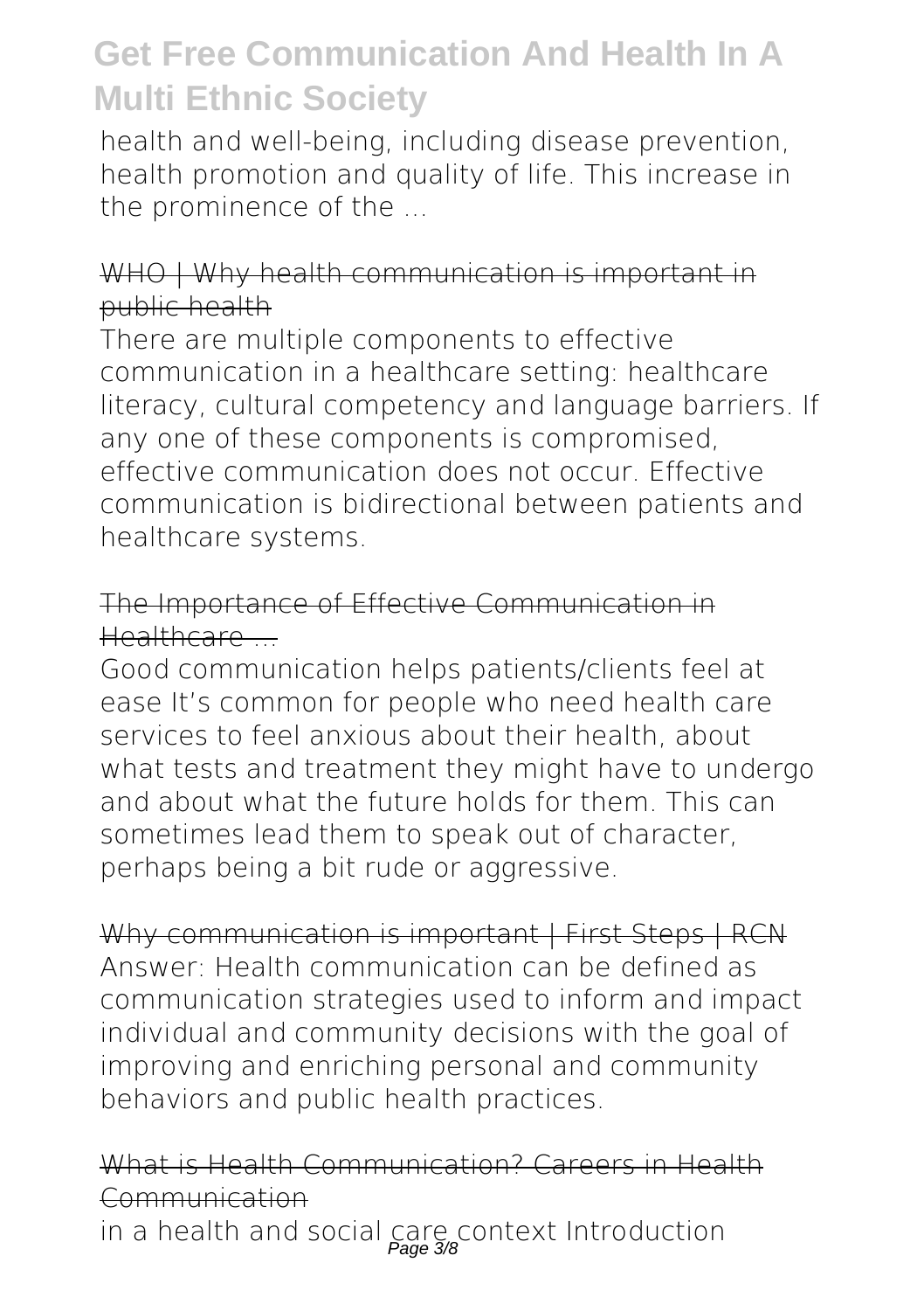health and well-being, including disease prevention, health promotion and quality of life. This increase in the prominence of the ...

### WHO | Why health communication is important in public health

There are multiple components to effective communication in a healthcare setting: healthcare literacy, cultural competency and language barriers. If any one of these components is compromised, effective communication does not occur. Effective communication is bidirectional between patients and healthcare systems.

### The Importance of Effective Communication in Healthcare ...

Good communication helps patients/clients feel at ease It's common for people who need health care services to feel anxious about their health, about what tests and treatment they might have to undergo and about what the future holds for them. This can sometimes lead them to speak out of character, perhaps being a bit rude or aggressive.

### Why communication is important | First Steps | RCN

Answer: Health communication can be defined as communication strategies used to inform and impact individual and community decisions with the goal of improving and enriching personal and community behaviors and public health practices.

### What is Health Communication? Careers in Health Communication

in a health and social care context Introduction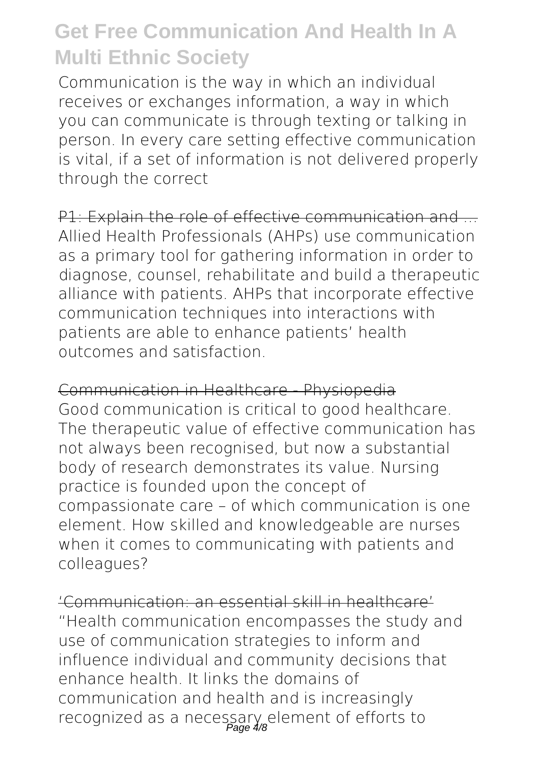Communication is the way in which an individual receives or exchanges information, a way in which you can communicate is through texting or talking in person. In every care setting effective communication is vital, if a set of information is not delivered properly through the correct

~~P1: Explain the role of effective communication and ...~~

Allied Health Professionals (AHPs) use communication as a primary tool for gathering information in order to diagnose, counsel, rehabilitate and build a therapeutic alliance with patients. AHPs that incorporate effective communication techniques into interactions with patients are able to enhance patients' health outcomes and satisfaction.

~~Communication in Healthcare - Physiopedia~~

Good communication is critical to good healthcare. The therapeutic value of effective communication has not always been recognised, but now a substantial body of research demonstrates its value. Nursing practice is founded upon the concept of compassionate care – of which communication is one element. How skilled and knowledgeable are nurses when it comes to communicating with patients and colleagues?

~~'Communication: an essential skill in healthcare'~~

"Health communication encompasses the study and use of communication strategies to inform and influence individual and community decisions that enhance health. It links the domains of communication and health and is increasingly recognized as a necessary element of efforts to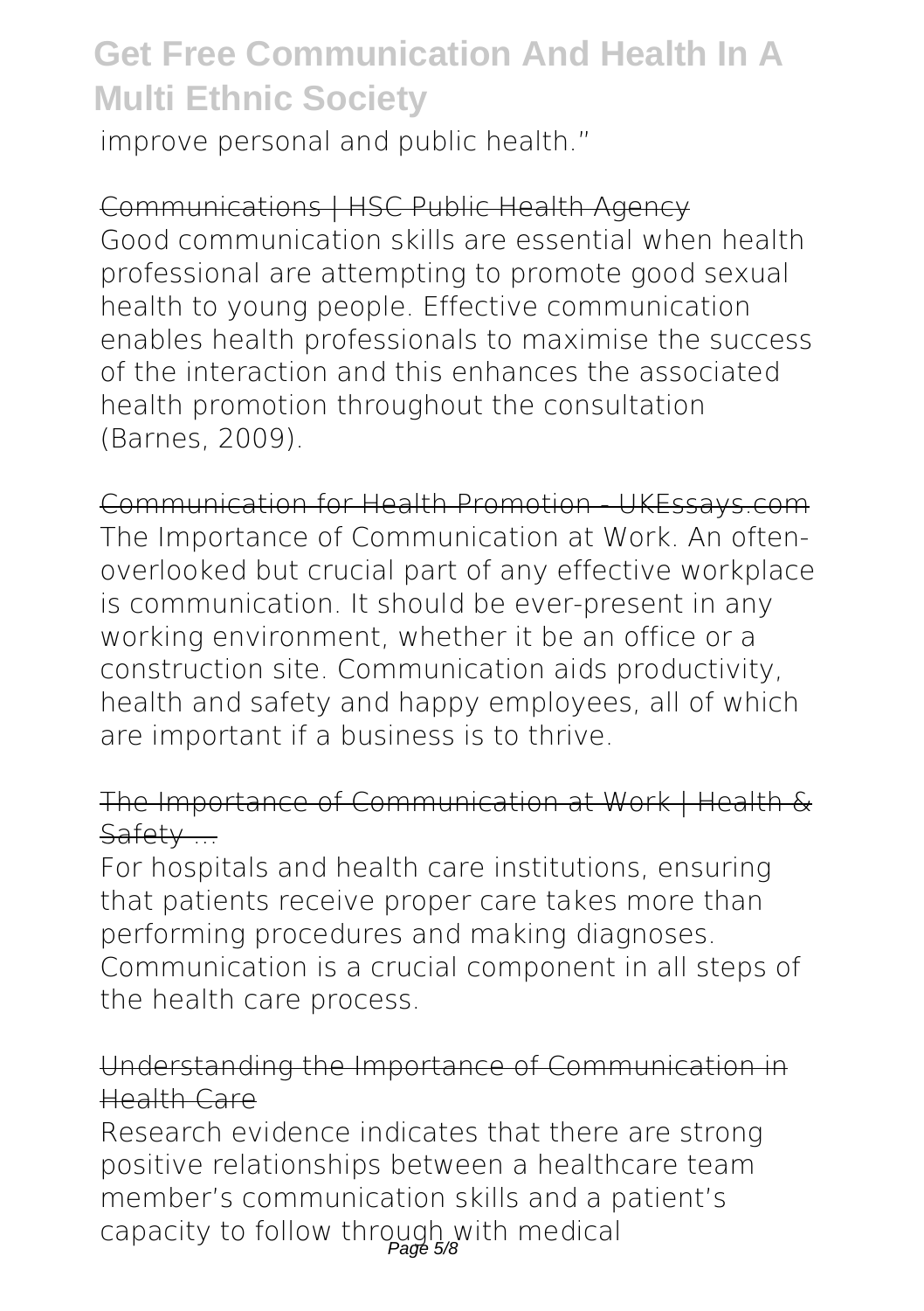improve personal and public health."

Communications | HSC Public Health Agency

Good communication skills are essential when health professional are attempting to promote good sexual health to young people. Effective communication enables health professionals to maximise the success of the interaction and this enhances the associated health promotion throughout the consultation (Barnes, 2009).

Communication for Health Promotion - UKEssays.com

The Importance of Communication at Work. An often-overlooked but crucial part of any effective workplace is communication. It should be ever-present in any working environment, whether it be an office or a construction site. Communication aids productivity, health and safety and happy employees, all of which are important if a business is to thrive.

The Importance of Communication at Work | Health & Safety ...

For hospitals and health care institutions, ensuring that patients receive proper care takes more than performing procedures and making diagnoses. Communication is a crucial component in all steps of the health care process.

Understanding the Importance of Communication in Health Care

Research evidence indicates that there are strong positive relationships between a healthcare team member's communication skills and a patient's capacity to follow through with medical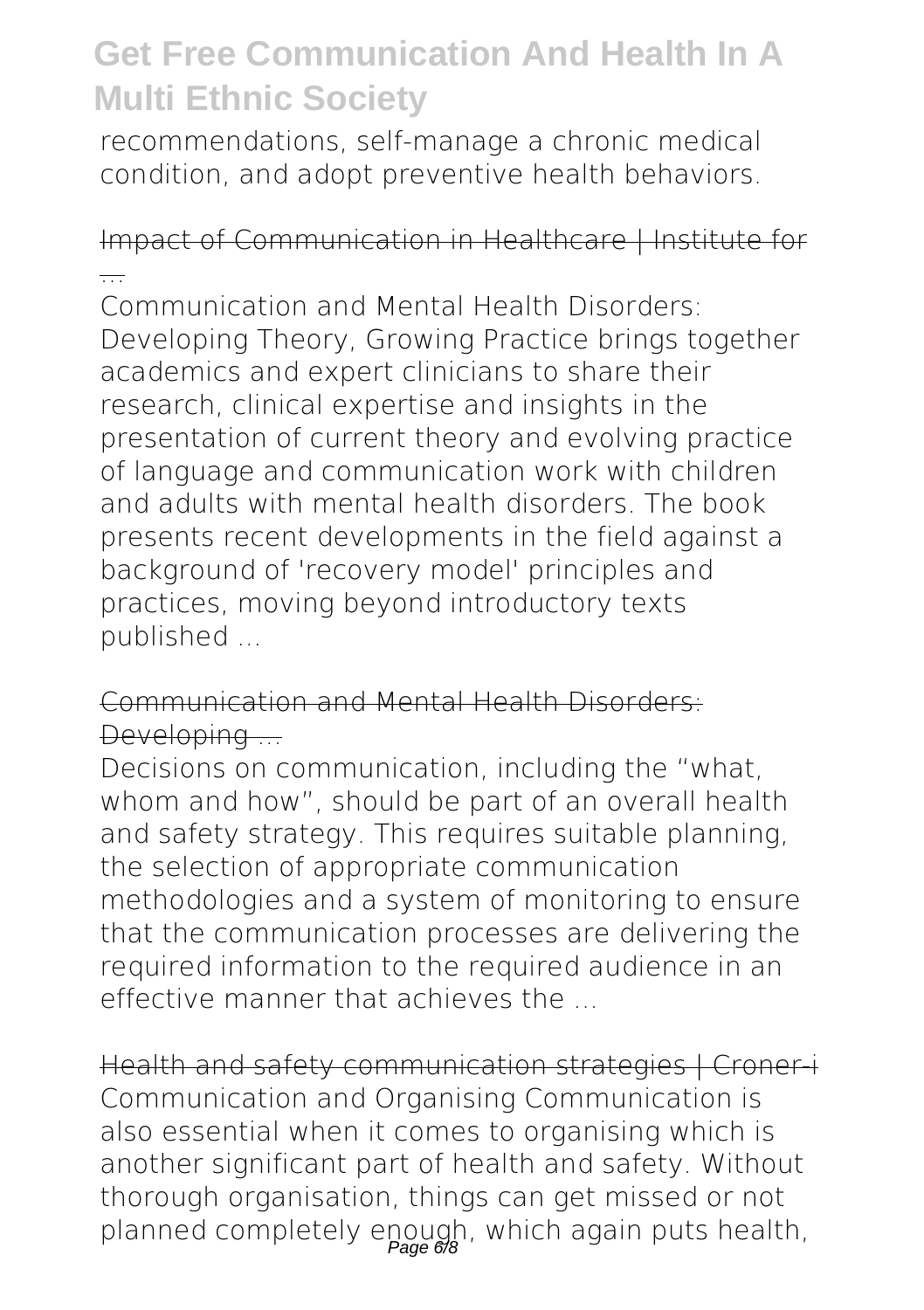recommendations, self-manage a chronic medical condition, and adopt preventive health behaviors.

Impact of Communication in Healthcare | Institute for ...

Communication and Mental Health Disorders: Developing Theory, Growing Practice brings together academics and expert clinicians to share their research, clinical expertise and insights in the presentation of current theory and evolving practice of language and communication work with children and adults with mental health disorders. The book presents recent developments in the field against a background of 'recovery model' principles and practices, moving beyond introductory texts published ...

Communication and Mental Health Disorders: Developing ...

Decisions on communication, including the "what, whom and how", should be part of an overall health and safety strategy. This requires suitable planning, the selection of appropriate communication methodologies and a system of monitoring to ensure that the communication processes are delivering the required information to the required audience in an effective manner that achieves the ...

Health and safety communication strategies | Croner-i

Communication and Organising Communication is also essential when it comes to organising which is another significant part of health and safety. Without thorough organisation, things can get missed or not planned completely enough, which again puts health,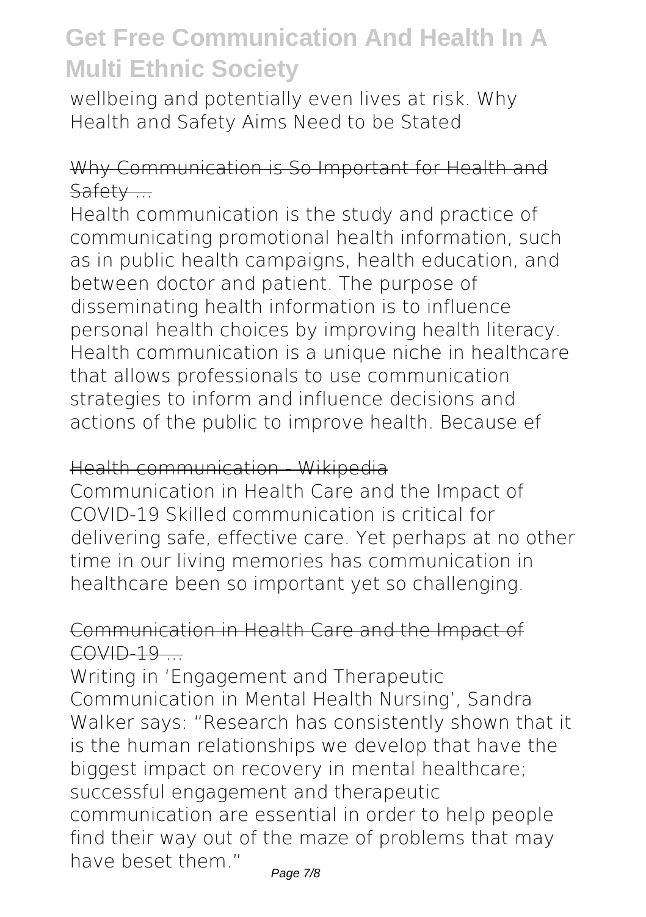wellbeing and potentially even lives at risk. Why Health and Safety Aims Need to be Stated

~~Why Communication is So Important for Health and Safety ...~~

Health communication is the study and practice of communicating promotional health information, such as in public health campaigns, health education, and between doctor and patient. The purpose of disseminating health information is to influence personal health choices by improving health literacy. Health communication is a unique niche in healthcare that allows professionals to use communication strategies to inform and influence decisions and actions of the public to improve health. Because ef

~~Health communication - Wikipedia~~

Communication in Health Care and the Impact of COVID-19 Skilled communication is critical for delivering safe, effective care. Yet perhaps at no other time in our living memories has communication in healthcare been so important yet so challenging.

~~Communication in Health Care and the Impact of COVID-19 ...~~

Writing in 'Engagement and Therapeutic Communication in Mental Health Nursing', Sandra Walker says: "Research has consistently shown that it is the human relationships we develop that have the biggest impact on recovery in mental healthcare; successful engagement and therapeutic communication are essential in order to help people find their way out of the maze of problems that may have beset them."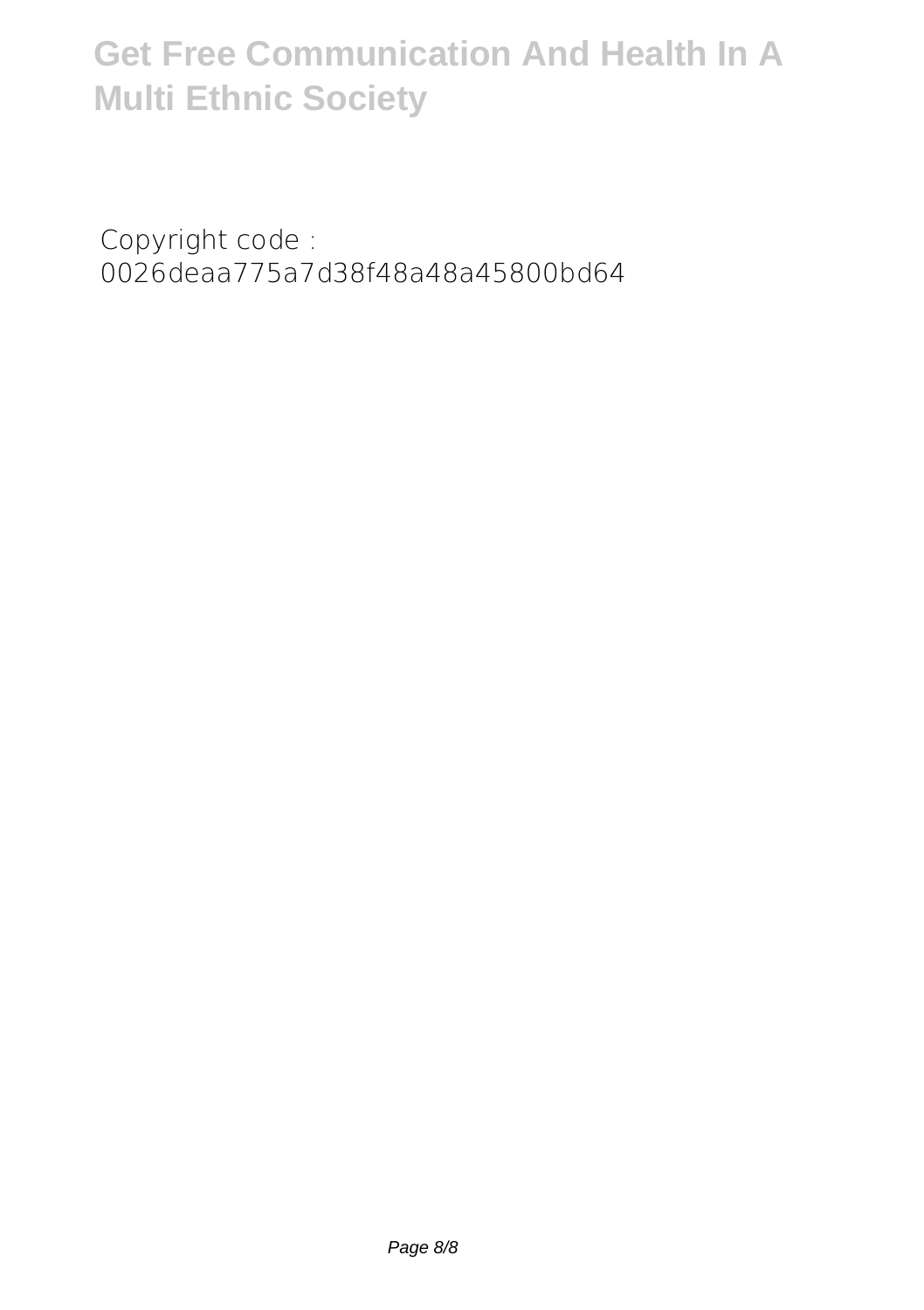Copyright code : 0026deaa775a7d38f48a48a45800bd64